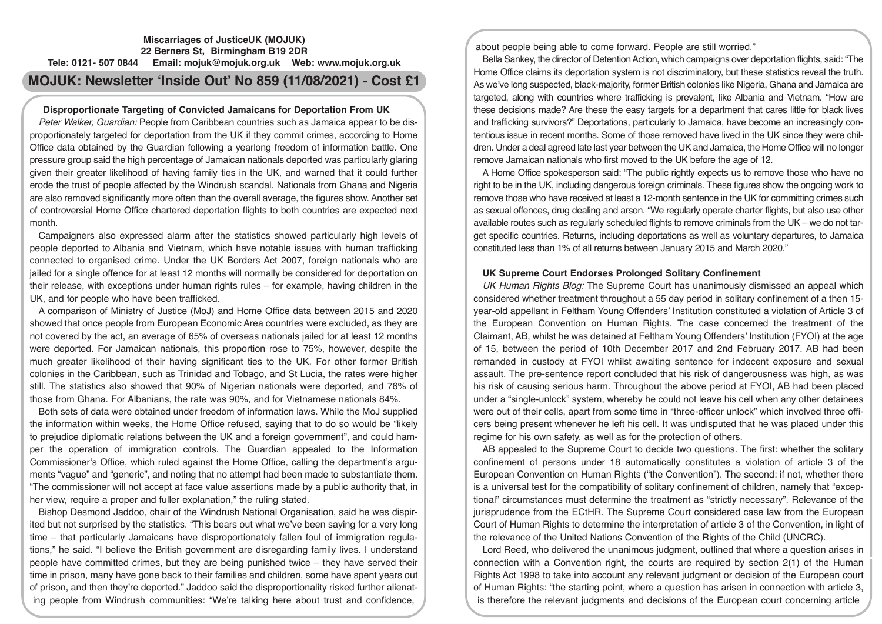**Miscarriages of JusticeUK (MOJUK)**
**22 Berners St, Birmingham B19 2DR**
**Tele: 0121- 507 0844 Email: mojuk@mojuk.org.uk Web: www.mojuk.org.uk**

# MOJUK: Newsletter 'Inside Out' No 859 (11/08/2021) - Cost £1

## Disproportionate Targeting of Convicted Jamaicans for Deportation From UK

*Peter Walker, Guardian:* People from Caribbean countries such as Jamaica appear to be disproportionately targeted for deportation from the UK if they commit crimes, according to Home Office data obtained by the Guardian following a yearlong freedom of information battle. One pressure group said the high percentage of Jamaican nationals deported was particularly glaring given their greater likelihood of having family ties in the UK, and warned that it could further erode the trust of people affected by the Windrush scandal. Nationals from Ghana and Nigeria are also removed significantly more often than the overall average, the figures show. Another set of controversial Home Office chartered deportation flights to both countries are expected next month.

Campaigners also expressed alarm after the statistics showed particularly high levels of people deported to Albania and Vietnam, which have notable issues with human trafficking connected to organised crime. Under the UK Borders Act 2007, foreign nationals who are jailed for a single offence for at least 12 months will normally be considered for deportation on their release, with exceptions under human rights rules – for example, having children in the UK, and for people who have been trafficked.

A comparison of Ministry of Justice (MoJ) and Home Office data between 2015 and 2020 showed that once people from European Economic Area countries were excluded, as they are not covered by the act, an average of 65% of overseas nationals jailed for at least 12 months were deported. For Jamaican nationals, this proportion rose to 75%, however, despite the much greater likelihood of their having significant ties to the UK. For other former British colonies in the Caribbean, such as Trinidad and Tobago, and St Lucia, the rates were higher still. The statistics also showed that 90% of Nigerian nationals were deported, and 76% of those from Ghana. For Albanians, the rate was 90%, and for Vietnamese nationals 84%.

Both sets of data were obtained under freedom of information laws. While the MoJ supplied the information within weeks, the Home Office refused, saying that to do so would be "likely to prejudice diplomatic relations between the UK and a foreign government", and could hamper the operation of immigration controls. The Guardian appealed to the Information Commissioner's Office, which ruled against the Home Office, calling the department's arguments "vague" and "generic", and noting that no attempt had been made to substantiate them. "The commissioner will not accept at face value assertions made by a public authority that, in her view, require a proper and fuller explanation," the ruling stated.

Bishop Desmond Jaddoo, chair of the Windrush National Organisation, said he was dispirited but not surprised by the statistics. "This bears out what we've been saying for a very long time – that particularly Jamaicans have disproportionately fallen foul of immigration regulations," he said. "I believe the British government are disregarding family lives. I understand people have committed crimes, but they are being punished twice – they have served their time in prison, many have gone back to their families and children, some have spent years out of prison, and then they're deported." Jaddoo said the disproportionality risked further alienating people from Windrush communities: "We're talking here about trust and confidence, about people being able to come forward. People are still worried."

Bella Sankey, the director of Detention Action, which campaigns over deportation flights, said: "The Home Office claims its deportation system is not discriminatory, but these statistics reveal the truth. As we've long suspected, black-majority, former British colonies like Nigeria, Ghana and Jamaica are targeted, along with countries where trafficking is prevalent, like Albania and Vietnam. "How are these decisions made? Are these the easy targets for a department that cares little for black lives and trafficking survivors?" Deportations, particularly to Jamaica, have become an increasingly contentious issue in recent months. Some of those removed have lived in the UK since they were children. Under a deal agreed late last year between the UK and Jamaica, the Home Office will no longer remove Jamaican nationals who first moved to the UK before the age of 12.

A Home Office spokesperson said: "The public rightly expects us to remove those who have no right to be in the UK, including dangerous foreign criminals. These figures show the ongoing work to remove those who have received at least a 12-month sentence in the UK for committing crimes such as sexual offences, drug dealing and arson. "We regularly operate charter flights, but also use other available routes such as regularly scheduled flights to remove criminals from the UK – we do not target specific countries. Returns, including deportations as well as voluntary departures, to Jamaica constituted less than 1% of all returns between January 2015 and March 2020."

## UK Supreme Court Endorses Prolonged Solitary Confinement

*UK Human Rights Blog:* The Supreme Court has unanimously dismissed an appeal which considered whether treatment throughout a 55 day period in solitary confinement of a then 15-year-old appellant in Feltham Young Offenders' Institution constituted a violation of Article 3 of the European Convention on Human Rights. The case concerned the treatment of the Claimant, AB, whilst he was detained at Feltham Young Offenders' Institution (FYOI) at the age of 15, between the period of 10th December 2017 and 2nd February 2017. AB had been remanded in custody at FYOI whilst awaiting sentence for indecent exposure and sexual assault. The pre-sentence report concluded that his risk of dangerousness was high, as was his risk of causing serious harm. Throughout the above period at FYOI, AB had been placed under a "single-unlock" system, whereby he could not leave his cell when any other detainees were out of their cells, apart from some time in "three-officer unlock" which involved three officers being present whenever he left his cell. It was undisputed that he was placed under this regime for his own safety, as well as for the protection of others.

AB appealed to the Supreme Court to decide two questions. The first: whether the solitary confinement of persons under 18 automatically constitutes a violation of article 3 of the European Convention on Human Rights ("the Convention"). The second: if not, whether there is a universal test for the compatibility of solitary confinement of children, namely that "exceptional" circumstances must determine the treatment as "strictly necessary". Relevance of the jurisprudence from the ECtHR. The Supreme Court considered case law from the European Court of Human Rights to determine the interpretation of article 3 of the Convention, in light of the relevance of the United Nations Convention of the Rights of the Child (UNCRC).

Lord Reed, who delivered the unanimous judgment, outlined that where a question arises in connection with a Convention right, the courts are required by section 2(1) of the Human Rights Act 1998 to take into account any relevant judgment or decision of the European court of Human Rights: "the starting point, where a question has arisen in connection with article 3, is therefore the relevant judgments and decisions of the European court concerning article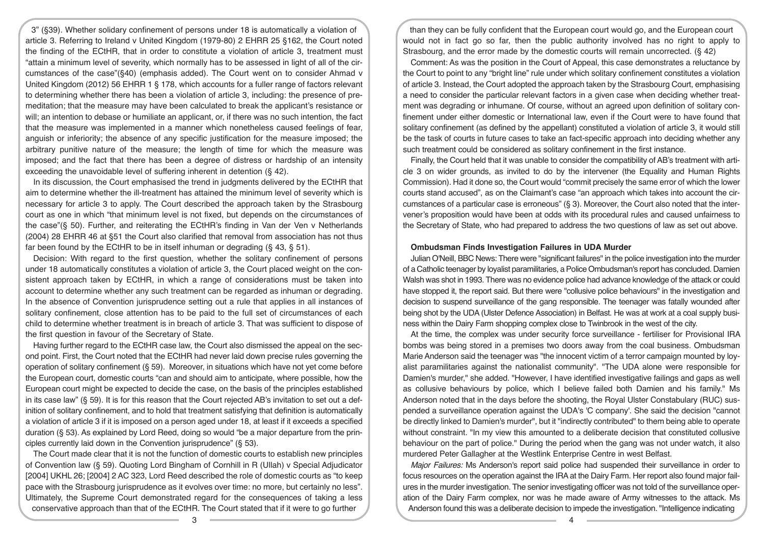3" (§39). Whether solidary confinement of persons under 18 is automatically a violation of article 3. Referring to Ireland v United Kingdom (1979-80) 2 EHRR 25 §162, the Court noted the finding of the ECtHR, that in order to constitute a violation of article 3, treatment must "attain a minimum level of severity, which normally has to be assessed in light of all of the circumstances of the case"(§40) (emphasis added). The Court went on to consider Ahmad v United Kingdom (2012) 56 EHRR 1 § 178, which accounts for a fuller range of factors relevant to determining whether there has been a violation of article 3, including: the presence of premeditation; that the measure may have been calculated to break the applicant's resistance or will; an intention to debase or humiliate an applicant, or, if there was no such intention, the fact that the measure was implemented in a manner which nonetheless caused feelings of fear, anguish or inferiority; the absence of any specific justification for the measure imposed; the arbitrary punitive nature of the measure; the length of time for which the measure was imposed; and the fact that there has been a degree of distress or hardship of an intensity exceeding the unavoidable level of suffering inherent in detention (§ 42).

In its discussion, the Court emphasised the trend in judgments delivered by the ECtHR that aim to determine whether the ill-treatment has attained the minimum level of severity which is necessary for article 3 to apply. The Court described the approach taken by the Strasbourg court as one in which "that minimum level is not fixed, but depends on the circumstances of the case"(§ 50). Further, and reiterating the ECtHR's finding in Van der Ven v Netherlands (2004) 28 EHRR 46 at §51 the Court also clarified that removal from association has not thus far been found by the ECtHR to be in itself inhuman or degrading (§ 43, § 51).

Decision: With regard to the first question, whether the solitary confinement of persons under 18 automatically constitutes a violation of article 3, the Court placed weight on the consistent approach taken by ECtHR, in which a range of considerations must be taken into account to determine whether any such treatment can be regarded as inhuman or degrading. In the absence of Convention jurisprudence setting out a rule that applies in all instances of solitary confinement, close attention has to be paid to the full set of circumstances of each child to determine whether treatment is in breach of article 3. That was sufficient to dispose of the first question in favour of the Secretary of State.

Having further regard to the ECtHR case law, the Court also dismissed the appeal on the second point. First, the Court noted that the ECtHR had never laid down precise rules governing the operation of solitary confinement (§ 59). Moreover, in situations which have not yet come before the European court, domestic courts "can and should aim to anticipate, where possible, how the European court might be expected to decide the case, on the basis of the principles established in its case law" (§ 59). It is for this reason that the Court rejected AB's invitation to set out a definition of solitary confinement, and to hold that treatment satisfying that definition is automatically a violation of article 3 if it is imposed on a person aged under 18, at least if it exceeds a specified duration (§ 53). As explained by Lord Reed, doing so would "be a major departure from the principles currently laid down in the Convention jurisprudence" (§ 53).

The Court made clear that it is not the function of domestic courts to establish new principles of Convention law (§ 59). Quoting Lord Bingham of Cornhill in R (Ullah) v Special Adjudicator [2004] UKHL 26; [2004] 2 AC 323, Lord Reed described the role of domestic courts as "to keep pace with the Strasbourg jurisprudence as it evolves over time: no more, but certainly no less". Ultimately, the Supreme Court demonstrated regard for the consequences of taking a less conservative approach than that of the ECtHR. The Court stated that if it were to go further than they can be fully confident that the European court would go, and the European court would not in fact go so far, then the public authority involved has no right to apply to Strasbourg, and the error made by the domestic courts will remain uncorrected. (§ 42)

Comment: As was the position in the Court of Appeal, this case demonstrates a reluctance by the Court to point to any "bright line" rule under which solitary confinement constitutes a violation of article 3. Instead, the Court adopted the approach taken by the Strasbourg Court, emphasising a need to consider the particular relevant factors in a given case when deciding whether treatment was degrading or inhumane. Of course, without an agreed upon definition of solitary confinement under either domestic or International law, even if the Court were to have found that solitary confinement (as defined by the appellant) constituted a violation of article 3, it would still be the task of courts in future cases to take an fact-specific approach into deciding whether any such treatment could be considered as solitary confinement in the first instance.

Finally, the Court held that it was unable to consider the compatibility of AB's treatment with article 3 on wider grounds, as invited to do by the intervener (the Equality and Human Rights Commission). Had it done so, the Court would "commit precisely the same error of which the lower courts stand accused", as on the Claimant's case "an approach which takes into account the circumstances of a particular case is erroneous" (§ 3). Moreover, the Court also noted that the intervener's proposition would have been at odds with its procedural rules and caused unfairness to the Secretary of State, who had prepared to address the two questions of law as set out above.

## Ombudsman Finds Investigation Failures in UDA Murder

Julian O'Neill, BBC News: There were "significant failures" in the police investigation into the murder of a Catholic teenager by loyalist paramilitaries, a Police Ombudsman's report has concluded. Damien Walsh was shot in 1993. There was no evidence police had advance knowledge of the attack or could have stopped it, the report said. But there were "collusive police behaviours" in the investigation and decision to suspend surveillance of the gang responsible. The teenager was fatally wounded after being shot by the UDA (Ulster Defence Association) in Belfast. He was at work at a coal supply business within the Dairy Farm shopping complex close to Twinbrook in the west of the city.

At the time, the complex was under security force surveillance - fertiliser for Provisional IRA bombs was being stored in a premises two doors away from the coal business. Ombudsman Marie Anderson said the teenager was "the innocent victim of a terror campaign mounted by loyalist paramilitaries against the nationalist community". "The UDA alone were responsible for Damien's murder," she added. "However, I have identified investigative failings and gaps as well as collusive behaviours by police, which I believe failed both Damien and his family." Ms Anderson noted that in the days before the shooting, the Royal Ulster Constabulary (RUC) suspended a surveillance operation against the UDA's 'C company'. She said the decision "cannot be directly linked to Damien's murder", but it "indirectly contributed" to them being able to operate without constraint. "In my view this amounted to a deliberate decision that constituted collusive behaviour on the part of police." During the period when the gang was not under watch, it also murdered Peter Gallagher at the Westlink Enterprise Centre in west Belfast.

*Major Failures:* Ms Anderson's report said police had suspended their surveillance in order to focus resources on the operation against the IRA at the Dairy Farm. Her report also found major failures in the murder investigation. The senior investigating officer was not told of the surveillance operation of the Dairy Farm complex, nor was he made aware of Army witnesses to the attack. Ms Anderson found this was a deliberate decision to impede the investigation. "Intelligence indicating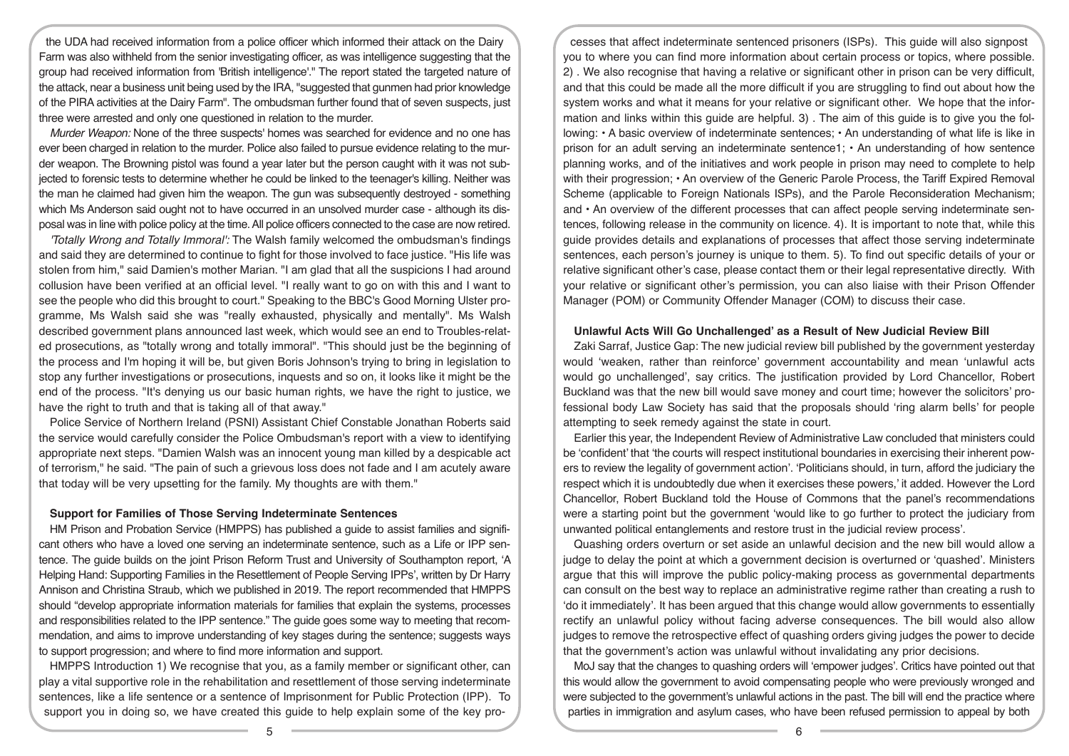the UDA had received information from a police officer which informed their attack on the Dairy Farm was also withheld from the senior investigating officer, as was intelligence suggesting that the group had received information from 'British intelligence'." The report stated the targeted nature of the attack, near a business unit being used by the IRA, "suggested that gunmen had prior knowledge of the PIRA activities at the Dairy Farm". The ombudsman further found that of seven suspects, just three were arrested and only one questioned in relation to the murder.

*Murder Weapon:* None of the three suspects' homes was searched for evidence and no one has ever been charged in relation to the murder. Police also failed to pursue evidence relating to the murder weapon. The Browning pistol was found a year later but the person caught with it was not subjected to forensic tests to determine whether he could be linked to the teenager's killing. Neither was the man he claimed had given him the weapon. The gun was subsequently destroyed - something which Ms Anderson said ought not to have occurred in an unsolved murder case - although its disposal was in line with police policy at the time. All police officers connected to the case are now retired.

*'Totally Wrong and Totally Immoral':* The Walsh family welcomed the ombudsman's findings and said they are determined to continue to fight for those involved to face justice. "His life was stolen from him," said Damien's mother Marian. "I am glad that all the suspicions I had around collusion have been verified at an official level. "I really want to go on with this and I want to see the people who did this brought to court." Speaking to the BBC's Good Morning Ulster programme, Ms Walsh said she was "really exhausted, physically and mentally". Ms Walsh described government plans announced last week, which would see an end to Troubles-related prosecutions, as "totally wrong and totally immoral". "This should just be the beginning of the process and I'm hoping it will be, but given Boris Johnson's trying to bring in legislation to stop any further investigations or prosecutions, inquests and so on, it looks like it might be the end of the process. "It's denying us our basic human rights, we have the right to justice, we have the right to truth and that is taking all of that away."

Police Service of Northern Ireland (PSNI) Assistant Chief Constable Jonathan Roberts said the service would carefully consider the Police Ombudsman's report with a view to identifying appropriate next steps. "Damien Walsh was an innocent young man killed by a despicable act of terrorism," he said. "The pain of such a grievous loss does not fade and I am acutely aware that today will be very upsetting for the family. My thoughts are with them."

**Support for Families of Those Serving Indeterminate Sentences**

HM Prison and Probation Service (HMPPS) has published a guide to assist families and significant others who have a loved one serving an indeterminate sentence, such as a Life or IPP sentence. The guide builds on the joint Prison Reform Trust and University of Southampton report, 'A Helping Hand: Supporting Families in the Resettlement of People Serving IPPs', written by Dr Harry Annison and Christina Straub, which we published in 2019. The report recommended that HMPPS should "develop appropriate information materials for families that explain the systems, processes and responsibilities related to the IPP sentence." The guide goes some way to meeting that recommendation, and aims to improve understanding of key stages during the sentence; suggests ways to support progression; and where to find more information and support.

HMPPS Introduction 1) We recognise that you, as a family member or significant other, can play a vital supportive role in the rehabilitation and resettlement of those serving indeterminate sentences, like a life sentence or a sentence of Imprisonment for Public Protection (IPP). To support you in doing so, we have created this guide to help explain some of the key processes that affect indeterminate sentenced prisoners (ISPs). This guide will also signpost you to where you can find more information about certain process or topics, where possible. 2) . We also recognise that having a relative or significant other in prison can be very difficult, and that this could be made all the more difficult if you are struggling to find out about how the system works and what it means for your relative or significant other. We hope that the information and links within this guide are helpful. 3) . The aim of this guide is to give you the following: • A basic overview of indeterminate sentences; • An understanding of what life is like in prison for an adult serving an indeterminate sentence1; • An understanding of how sentence planning works, and of the initiatives and work people in prison may need to complete to help with their progression; • An overview of the Generic Parole Process, the Tariff Expired Removal Scheme (applicable to Foreign Nationals ISPs), and the Parole Reconsideration Mechanism; and • An overview of the different processes that can affect people serving indeterminate sentences, following release in the community on licence. 4). It is important to note that, while this guide provides details and explanations of processes that affect those serving indeterminate sentences, each person's journey is unique to them. 5). To find out specific details of your or relative significant other's case, please contact them or their legal representative directly. With your relative or significant other's permission, you can also liaise with their Prison Offender Manager (POM) or Community Offender Manager (COM) to discuss their case.

**Unlawful Acts Will Go Unchallenged' as a Result of New Judicial Review Bill**

Zaki Sarraf, Justice Gap: The new judicial review bill published by the government yesterday would 'weaken, rather than reinforce' government accountability and mean 'unlawful acts would go unchallenged', say critics. The justification provided by Lord Chancellor, Robert Buckland was that the new bill would save money and court time; however the solicitors' professional body Law Society has said that the proposals should 'ring alarm bells' for people attempting to seek remedy against the state in court.

Earlier this year, the Independent Review of Administrative Law concluded that ministers could be 'confident' that 'the courts will respect institutional boundaries in exercising their inherent powers to review the legality of government action'. 'Politicians should, in turn, afford the judiciary the respect which it is undoubtedly due when it exercises these powers,' it added. However the Lord Chancellor, Robert Buckland told the House of Commons that the panel's recommendations were a starting point but the government 'would like to go further to protect the judiciary from unwanted political entanglements and restore trust in the judicial review process'.

Quashing orders overturn or set aside an unlawful decision and the new bill would allow a judge to delay the point at which a government decision is overturned or 'quashed'. Ministers argue that this will improve the public policy-making process as governmental departments can consult on the best way to replace an administrative regime rather than creating a rush to 'do it immediately'. It has been argued that this change would allow governments to essentially rectify an unlawful policy without facing adverse consequences. The bill would also allow judges to remove the retrospective effect of quashing orders giving judges the power to decide that the government's action was unlawful without invalidating any prior decisions.

MoJ say that the changes to quashing orders will 'empower judges'. Critics have pointed out that this would allow the government to avoid compensating people who were previously wronged and were subjected to the government's unlawful actions in the past. The bill will end the practice where parties in immigration and asylum cases, who have been refused permission to appeal by both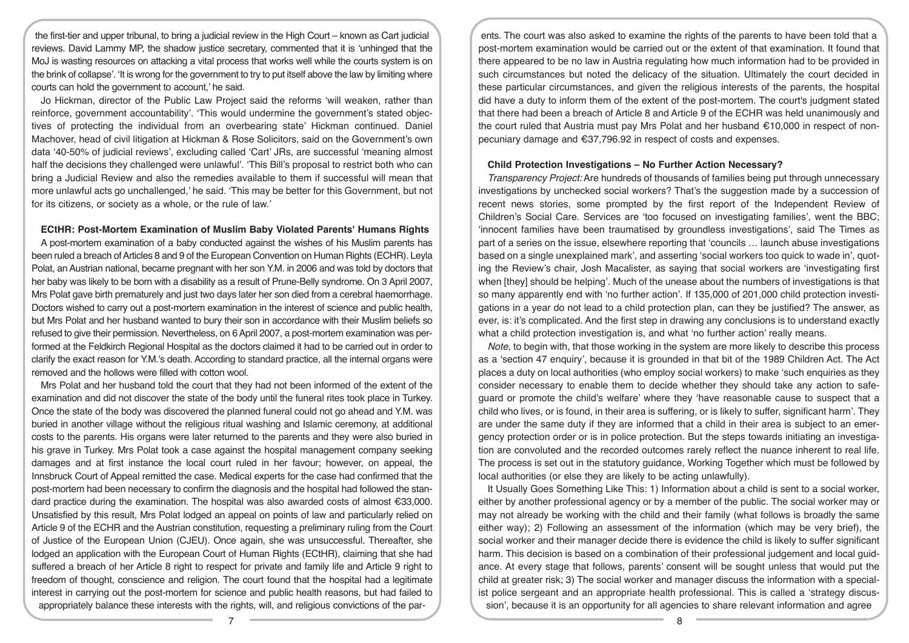the first-tier and upper tribunal, to bring a judicial review in the High Court – known as Cart judicial reviews. David Lammy MP, the shadow justice secretary, commented that it is 'unhinged that the MoJ is wasting resources on attacking a vital process that works well while the courts system is on the brink of collapse'. 'It is wrong for the government to try to put itself above the law by limiting where courts can hold the government to account,' he said.

Jo Hickman, director of the Public Law Project said the reforms 'will weaken, rather than reinforce, government accountability'. 'This would undermine the government's stated objectives of protecting the individual from an overbearing state' Hickman continued. Daniel Machover, head of civil litigation at Hickman & Rose Solicitors, said on the Government's own data '40-50% of judicial reviews', excluding called 'Cart' JRs, are successful 'meaning almost half the decisions they challenged were unlawful'. 'This Bill's proposal to restrict both who can bring a Judicial Review and also the remedies available to them if successful will mean that more unlawful acts go unchallenged,' he said. 'This may be better for this Government, but not for its citizens, or society as a whole, or the rule of law.'

## ECtHR: Post-Mortem Examination of Muslim Baby Violated Parents' Humans Rights

A post-mortem examination of a baby conducted against the wishes of his Muslim parents has been ruled a breach of Articles 8 and 9 of the European Convention on Human Rights (ECHR). Leyla Polat, an Austrian national, became pregnant with her son Y.M. in 2006 and was told by doctors that her baby was likely to be born with a disability as a result of Prune-Belly syndrome. On 3 April 2007, Mrs Polat gave birth prematurely and just two days later her son died from a cerebral haemorrhage. Doctors wished to carry out a post-mortem examination in the interest of science and public health, but Mrs Polat and her husband wanted to bury their son in accordance with their Muslim beliefs so refused to give their permission. Nevertheless, on 6 April 2007, a post-mortem examination was performed at the Feldkirch Regional Hospital as the doctors claimed it had to be carried out in order to clarify the exact reason for Y.M.'s death. According to standard practice, all the internal organs were removed and the hollows were filled with cotton wool.

Mrs Polat and her husband told the court that they had not been informed of the extent of the examination and did not discover the state of the body until the funeral rites took place in Turkey. Once the state of the body was discovered the planned funeral could not go ahead and Y.M. was buried in another village without the religious ritual washing and Islamic ceremony, at additional costs to the parents. His organs were later returned to the parents and they were also buried in his grave in Turkey. Mrs Polat took a case against the hospital management company seeking damages and at first instance the local court ruled in her favour; however, on appeal, the Innsbruck Court of Appeal remitted the case. Medical experts for the case had confirmed that the post-mortem had been necessary to confirm the diagnosis and the hospital had followed the standard practice during the examination. The hospital was also awarded costs of almost €33,000. Unsatisfied by this result, Mrs Polat lodged an appeal on points of law and particularly relied on Article 9 of the ECHR and the Austrian constitution, requesting a preliminary ruling from the Court of Justice of the European Union (CJEU). Once again, she was unsuccessful. Thereafter, she lodged an application with the European Court of Human Rights (ECtHR), claiming that she had suffered a breach of her Article 8 right to respect for private and family life and Article 9 right to freedom of thought, conscience and religion. The court found that the hospital had a legitimate interest in carrying out the post-mortem for science and public health reasons, but had failed to appropriately balance these interests with the rights, will, and religious convictions of the parents. The court was also asked to examine the rights of the parents to have been told that a post-mortem examination would be carried out or the extent of that examination. It found that there appeared to be no law in Austria regulating how much information had to be provided in such circumstances but noted the delicacy of the situation. Ultimately the court decided in these particular circumstances, and given the religious interests of the parents, the hospital did have a duty to inform them of the extent of the post-mortem. The court's judgment stated that there had been a breach of Article 8 and Article 9 of the ECHR was held unanimously and the court ruled that Austria must pay Mrs Polat and her husband €10,000 in respect of non-pecuniary damage and €37,796.92 in respect of costs and expenses.

## Child Protection Investigations – No Further Action Necessary?

*Transparency Project:* Are hundreds of thousands of families being put through unnecessary investigations by unchecked social workers? That's the suggestion made by a succession of recent news stories, some prompted by the first report of the Independent Review of Children's Social Care. Services are 'too focused on investigating families', went the BBC; 'innocent families have been traumatised by groundless investigations', said The Times as part of a series on the issue, elsewhere reporting that 'councils … launch abuse investigations based on a single unexplained mark', and asserting 'social workers too quick to wade in', quoting the Review's chair, Josh Macalister, as saying that social workers are 'investigating first when [they] should be helping'. Much of the unease about the numbers of investigations is that so many apparently end with 'no further action'. If 135,000 of 201,000 child protection investigations in a year do not lead to a child protection plan, can they be justified? The answer, as ever, is: it's complicated. And the first step in drawing any conclusions is to understand exactly what a child protection investigation is, and what 'no further action' really means.

*Note,* to begin with, that those working in the system are more likely to describe this process as a 'section 47 enquiry', because it is grounded in that bit of the 1989 Children Act. The Act places a duty on local authorities (who employ social workers) to make 'such enquiries as they consider necessary to enable them to decide whether they should take any action to safeguard or promote the child's welfare' where they 'have reasonable cause to suspect that a child who lives, or is found, in their area is suffering, or is likely to suffer, significant harm'. They are under the same duty if they are informed that a child in their area is subject to an emergency protection order or is in police protection. But the steps towards initiating an investigation are convoluted and the recorded outcomes rarely reflect the nuance inherent to real life. The process is set out in the statutory guidance, Working Together which must be followed by local authorities (or else they are likely to be acting unlawfully).

It Usually Goes Something Like This: 1) Information about a child is sent to a social worker, either by another professional agency or by a member of the public. The social worker may or may not already be working with the child and their family (what follows is broadly the same either way); 2) Following an assessment of the information (which may be very brief), the social worker and their manager decide there is evidence the child is likely to suffer significant harm. This decision is based on a combination of their professional judgement and local guidance. At every stage that follows, parents' consent will be sought unless that would put the child at greater risk; 3) The social worker and manager discuss the information with a specialist police sergeant and an appropriate health professional. This is called a 'strategy discussion', because it is an opportunity for all agencies to share relevant information and agree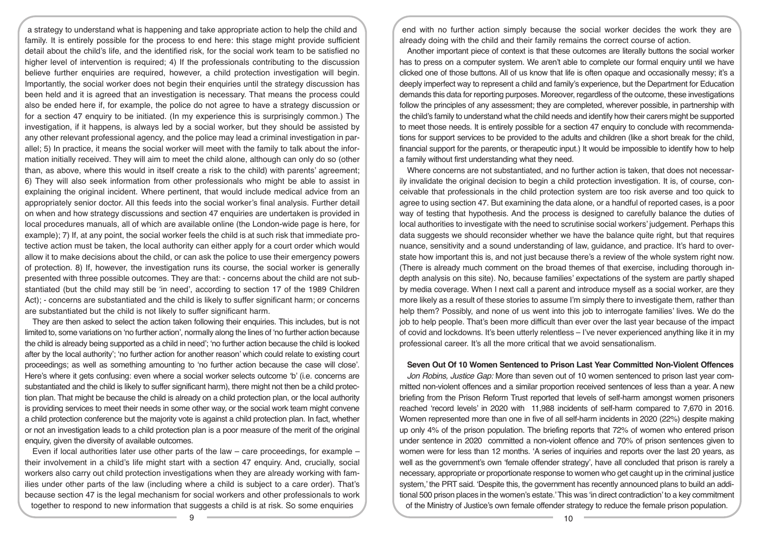a strategy to understand what is happening and take appropriate action to help the child and family. It is entirely possible for the process to end here: this stage might provide sufficient detail about the child's life, and the identified risk, for the social work team to be satisfied no higher level of intervention is required; 4) If the professionals contributing to the discussion believe further enquiries are required, however, a child protection investigation will begin. Importantly, the social worker does not begin their enquiries until the strategy discussion has been held and it is agreed that an investigation is necessary. That means the process could also be ended here if, for example, the police do not agree to have a strategy discussion or for a section 47 enquiry to be initiated. (In my experience this is surprisingly common.) The investigation, if it happens, is always led by a social worker, but they should be assisted by any other relevant professional agency, and the police may lead a criminal investigation in parallel; 5) In practice, it means the social worker will meet with the family to talk about the information initially received. They will aim to meet the child alone, although can only do so (other than, as above, where this would in itself create a risk to the child) with parents' agreement; 6) They will also seek information from other professionals who might be able to assist in explaining the original incident. Where pertinent, that would include medical advice from an appropriately senior doctor. All this feeds into the social worker's final analysis. Further detail on when and how strategy discussions and section 47 enquiries are undertaken is provided in local procedures manuals, all of which are available online (the London-wide page is here, for example); 7) If, at any point, the social worker feels the child is at such risk that immediate protective action must be taken, the local authority can either apply for a court order which would allow it to make decisions about the child, or can ask the police to use their emergency powers of protection. 8) If, however, the investigation runs its course, the social worker is generally presented with three possible outcomes. They are that: - concerns about the child are not substantiated (but the child may still be 'in need', according to section 17 of the 1989 Children Act); - concerns are substantiated and the child is likely to suffer significant harm; or concerns are substantiated but the child is not likely to suffer significant harm.

They are then asked to select the action taken following their enquiries. This includes, but is not limited to, some variations on 'no further action', normally along the lines of 'no further action because the child is already being supported as a child in need'; 'no further action because the child is looked after by the local authority'; 'no further action for another reason' which could relate to existing court proceedings; as well as something amounting to 'no further action because the case will close'. Here's where it gets confusing: even where a social worker selects outcome 'b' (i.e. concerns are substantiated and the child is likely to suffer significant harm), there might not then be a child protection plan. That might be because the child is already on a child protection plan, or the local authority is providing services to meet their needs in some other way, or the social work team might convene a child protection conference but the majority vote is against a child protection plan. In fact, whether or not an investigation leads to a child protection plan is a poor measure of the merit of the original enquiry, given the diversity of available outcomes.

Even if local authorities later use other parts of the law – care proceedings, for example – their involvement in a child's life might start with a section 47 enquiry. And, crucially, social workers also carry out child protection investigations when they are already working with families under other parts of the law (including where a child is subject to a care order). That's because section 47 is the legal mechanism for social workers and other professionals to work together to respond to new information that suggests a child is at risk. So some enquiries end with no further action simply because the social worker decides the work they are already doing with the child and their family remains the correct course of action.

Another important piece of context is that these outcomes are literally buttons the social worker has to press on a computer system. We aren't able to complete our formal enquiry until we have clicked one of those buttons. All of us know that life is often opaque and occasionally messy; it's a deeply imperfect way to represent a child and family's experience, but the Department for Education demands this data for reporting purposes. Moreover, regardless of the outcome, these investigations follow the principles of any assessment; they are completed, wherever possible, in partnership with the child's family to understand what the child needs and identify how their carers might be supported to meet those needs. It is entirely possible for a section 47 enquiry to conclude with recommendations for support services to be provided to the adults and children (like a short break for the child, financial support for the parents, or therapeutic input.) It would be impossible to identify how to help a family without first understanding what they need.

Where concerns are not substantiated, and no further action is taken, that does not necessarily invalidate the original decision to begin a child protection investigation. It is, of course, conceivable that professionals in the child protection system are too risk averse and too quick to agree to using section 47. But examining the data alone, or a handful of reported cases, is a poor way of testing that hypothesis. And the process is designed to carefully balance the duties of local authorities to investigate with the need to scrutinise social workers' judgement. Perhaps this data suggests we should reconsider whether we have the balance quite right, but that requires nuance, sensitivity and a sound understanding of law, guidance, and practice. It's hard to overstate how important this is, and not just because there's a review of the whole system right now. (There is already much comment on the broad themes of that exercise, including thorough in-depth analysis on this site). No, because families' expectations of the system are partly shaped by media coverage. When I next call a parent and introduce myself as a social worker, are they more likely as a result of these stories to assume I'm simply there to investigate them, rather than help them? Possibly, and none of us went into this job to interrogate families' lives. We do the job to help people. That's been more difficult than ever over the last year because of the impact of covid and lockdowns. It's been utterly relentless – I've never experienced anything like it in my professional career. It's all the more critical that we avoid sensationalism.

### Seven Out Of 10 Women Sentenced to Prison Last Year Committed Non-Violent Offences

*Jon Robins, Justice Gap:* More than seven out of 10 women sentenced to prison last year committed non-violent offences and a similar proportion received sentences of less than a year. A new briefing from the Prison Reform Trust reported that levels of self-harm amongst women prisoners reached 'record levels' in 2020 with 11,988 incidents of self-harm compared to 7,670 in 2016. Women represented more than one in five of all self-harm incidents in 2020 (22%) despite making up only 4% of the prison population. The briefing reports that 72% of women who entered prison under sentence in 2020 committed a non-violent offence and 70% of prison sentences given to women were for less than 12 months. 'A series of inquiries and reports over the last 20 years, as well as the government's own 'female offender strategy', have all concluded that prison is rarely a necessary, appropriate or proportionate response to women who get caught up in the criminal justice system,' the PRT said. 'Despite this, the government has recently announced plans to build an additional 500 prison places in the women's estate.' This was 'in direct contradiction' to a key commitment of the Ministry of Justice's own female offender strategy to reduce the female prison population.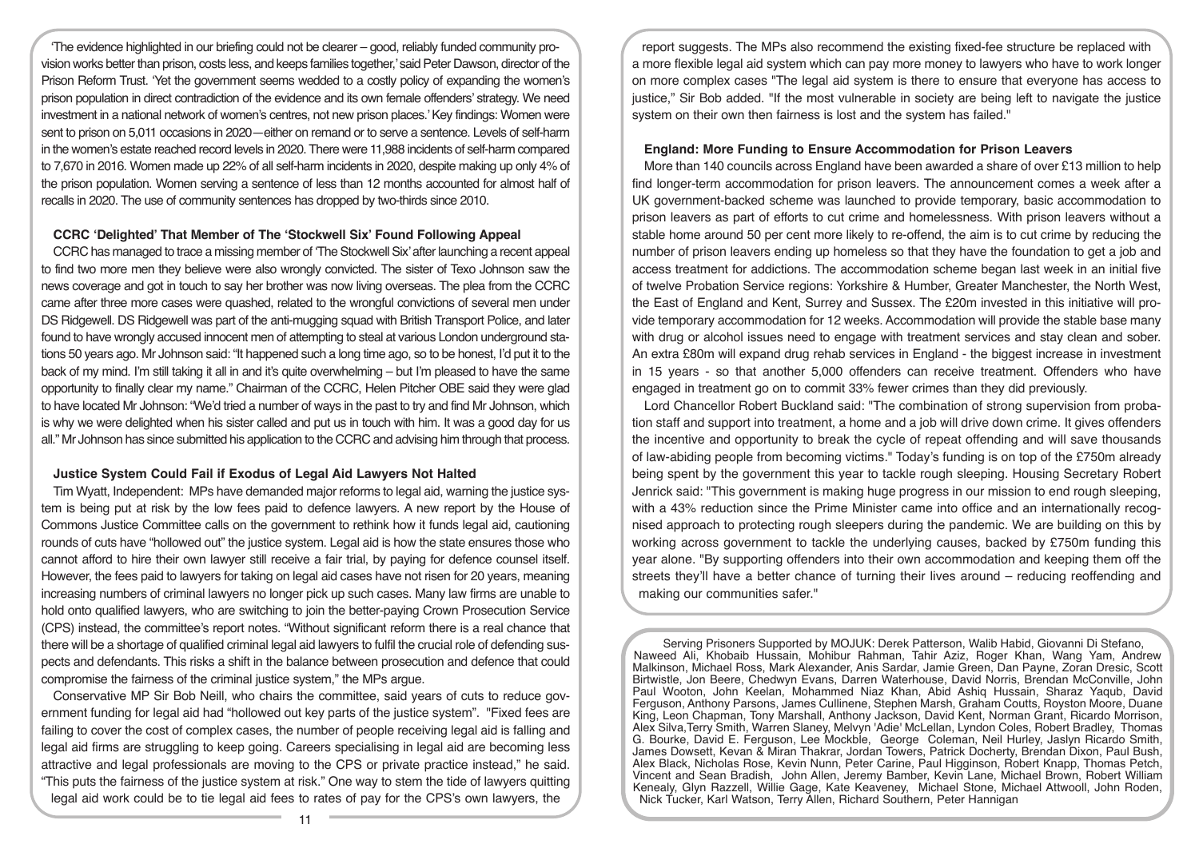'The evidence highlighted in our briefing could not be clearer – good, reliably funded community provision works better than prison, costs less, and keeps families together,' said Peter Dawson, director of the Prison Reform Trust. 'Yet the government seems wedded to a costly policy of expanding the women's prison population in direct contradiction of the evidence and its own female offenders' strategy. We need investment in a national network of women's centres, not new prison places.' Key findings: Women were sent to prison on 5,011 occasions in 2020—either on remand or to serve a sentence. Levels of self-harm in the women's estate reached record levels in 2020. There were 11,988 incidents of self-harm compared to 7,670 in 2016. Women made up 22% of all self-harm incidents in 2020, despite making up only 4% of the prison population. Women serving a sentence of less than 12 months accounted for almost half of recalls in 2020. The use of community sentences has dropped by two-thirds since 2010.

### CCRC 'Delighted' That Member of The 'Stockwell Six' Found Following Appeal

CCRC has managed to trace a missing member of 'The Stockwell Six' after launching a recent appeal to find two more men they believe were also wrongly convicted. The sister of Texo Johnson saw the news coverage and got in touch to say her brother was now living overseas. The plea from the CCRC came after three more cases were quashed, related to the wrongful convictions of several men under DS Ridgewell. DS Ridgewell was part of the anti-mugging squad with British Transport Police, and later found to have wrongly accused innocent men of attempting to steal at various London underground stations 50 years ago. Mr Johnson said: "It happened such a long time ago, so to be honest, I'd put it to the back of my mind. I'm still taking it all in and it's quite overwhelming – but I'm pleased to have the same opportunity to finally clear my name." Chairman of the CCRC, Helen Pitcher OBE said they were glad to have located Mr Johnson: "We'd tried a number of ways in the past to try and find Mr Johnson, which is why we were delighted when his sister called and put us in touch with him. It was a good day for us all." Mr Johnson has since submitted his application to the CCRC and advising him through that process.

### Justice System Could Fail if Exodus of Legal Aid Lawyers Not Halted

Tim Wyatt, Independent: MPs have demanded major reforms to legal aid, warning the justice system is being put at risk by the low fees paid to defence lawyers. A new report by the House of Commons Justice Committee calls on the government to rethink how it funds legal aid, cautioning rounds of cuts have "hollowed out" the justice system. Legal aid is how the state ensures those who cannot afford to hire their own lawyer still receive a fair trial, by paying for defence counsel itself. However, the fees paid to lawyers for taking on legal aid cases have not risen for 20 years, meaning increasing numbers of criminal lawyers no longer pick up such cases. Many law firms are unable to hold onto qualified lawyers, who are switching to join the better-paying Crown Prosecution Service (CPS) instead, the committee's report notes. "Without significant reform there is a real chance that there will be a shortage of qualified criminal legal aid lawyers to fulfil the crucial role of defending suspects and defendants. This risks a shift in the balance between prosecution and defence that could compromise the fairness of the criminal justice system," the MPs argue.

Conservative MP Sir Bob Neill, who chairs the committee, said years of cuts to reduce government funding for legal aid had "hollowed out key parts of the justice system". "Fixed fees are failing to cover the cost of complex cases, the number of people receiving legal aid is falling and legal aid firms are struggling to keep going. Careers specialising in legal aid are becoming less attractive and legal professionals are moving to the CPS or private practice instead," he said. "This puts the fairness of the justice system at risk." One way to stem the tide of lawyers quitting legal aid work could be to tie legal aid fees to rates of pay for the CPS's own lawyers, the report suggests. The MPs also recommend the existing fixed-fee structure be replaced with a more flexible legal aid system which can pay more money to lawyers who have to work longer on more complex cases "The legal aid system is there to ensure that everyone has access to justice," Sir Bob added. "If the most vulnerable in society are being left to navigate the justice system on their own then fairness is lost and the system has failed."

### England: More Funding to Ensure Accommodation for Prison Leavers

More than 140 councils across England have been awarded a share of over £13 million to help find longer-term accommodation for prison leavers. The announcement comes a week after a UK government-backed scheme was launched to provide temporary, basic accommodation to prison leavers as part of efforts to cut crime and homelessness. With prison leavers without a stable home around 50 per cent more likely to re-offend, the aim is to cut crime by reducing the number of prison leavers ending up homeless so that they have the foundation to get a job and access treatment for addictions. The accommodation scheme began last week in an initial five of twelve Probation Service regions: Yorkshire & Humber, Greater Manchester, the North West, the East of England and Kent, Surrey and Sussex. The £20m invested in this initiative will provide temporary accommodation for 12 weeks. Accommodation will provide the stable base many with drug or alcohol issues need to engage with treatment services and stay clean and sober. An extra £80m will expand drug rehab services in England - the biggest increase in investment in 15 years - so that another 5,000 offenders can receive treatment. Offenders who have engaged in treatment go on to commit 33% fewer crimes than they did previously.

Lord Chancellor Robert Buckland said: "The combination of strong supervision from probation staff and support into treatment, a home and a job will drive down crime. It gives offenders the incentive and opportunity to break the cycle of repeat offending and will save thousands of law-abiding people from becoming victims." Today's funding is on top of the £750m already being spent by the government this year to tackle rough sleeping. Housing Secretary Robert Jenrick said: "This government is making huge progress in our mission to end rough sleeping, with a 43% reduction since the Prime Minister came into office and an internationally recognised approach to protecting rough sleepers during the pandemic. We are building on this by working across government to tackle the underlying causes, backed by £750m funding this year alone. "By supporting offenders into their own accommodation and keeping them off the streets they'll have a better chance of turning their lives around – reducing reoffending and making our communities safer."

Serving Prisoners Supported by MOJUK: Derek Patterson, Walib Habid, Giovanni Di Stefano, Naweed Ali, Khobaib Hussain, Mohibur Rahman, Tahir Aziz, Roger Khan, Wang Yam, Andrew Malkinson, Michael Ross, Mark Alexander, Anis Sardar, Jamie Green, Dan Payne, Zoran Dresic, Scott Birtwistle, Jon Beere, Chedwyn Evans, Darren Waterhouse, David Norris, Brendan McConville, John Paul Wooton, John Keelan, Mohammed Niaz Khan, Abid Ashiq Hussain, Sharaz Yaqub, David Ferguson, Anthony Parsons, James Cullinene, Stephen Marsh, Graham Coutts, Royston Moore, Duane King, Leon Chapman, Tony Marshall, Anthony Jackson, David Kent, Norman Grant, Ricardo Morrison, Alex Silva,Terry Smith, Warren Slaney, Melvyn 'Adie' McLellan, Lyndon Coles, Robert Bradley, Thomas G. Bourke, David E. Ferguson, Lee Mockble, George Coleman, Neil Hurley, Jaslyn Ricardo Smith, James Dowsett, Kevan & Miran Thakrar, Jordan Towers, Patrick Docherty, Brendan Dixon, Paul Bush, Alex Black, Nicholas Rose, Kevin Nunn, Peter Carine, Paul Higginson, Robert Knapp, Thomas Petch, Vincent and Sean Bradish, John Allen, Jeremy Bamber, Kevin Lane, Michael Brown, Robert William Kenealy, Glyn Razzell, Willie Gage, Kate Keaveney, Michael Stone, Michael Attwooll, John Roden, Nick Tucker, Karl Watson, Terry Allen, Richard Southern, Peter Hannigan